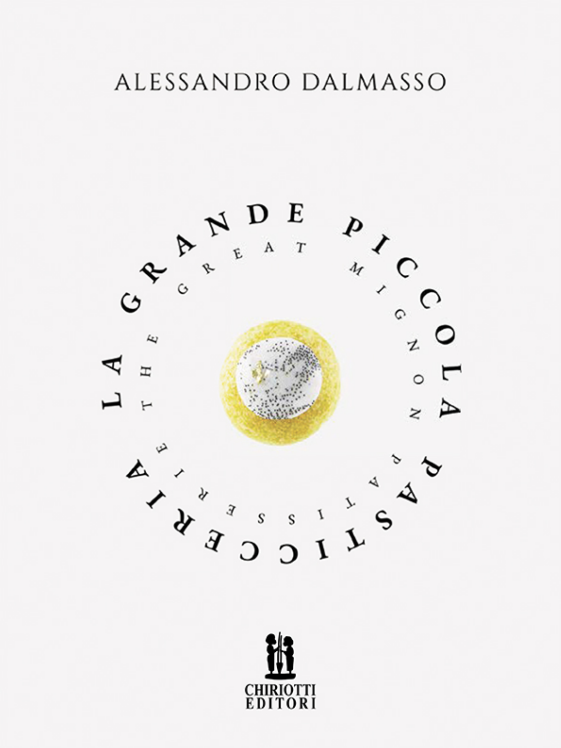ALESSANDRO DALMASSO

# LA GRANDE PICCOLA PASTICCERIA

## THE GREAT MIGNON PATISSERIE

CHIRIOTTI EDITORI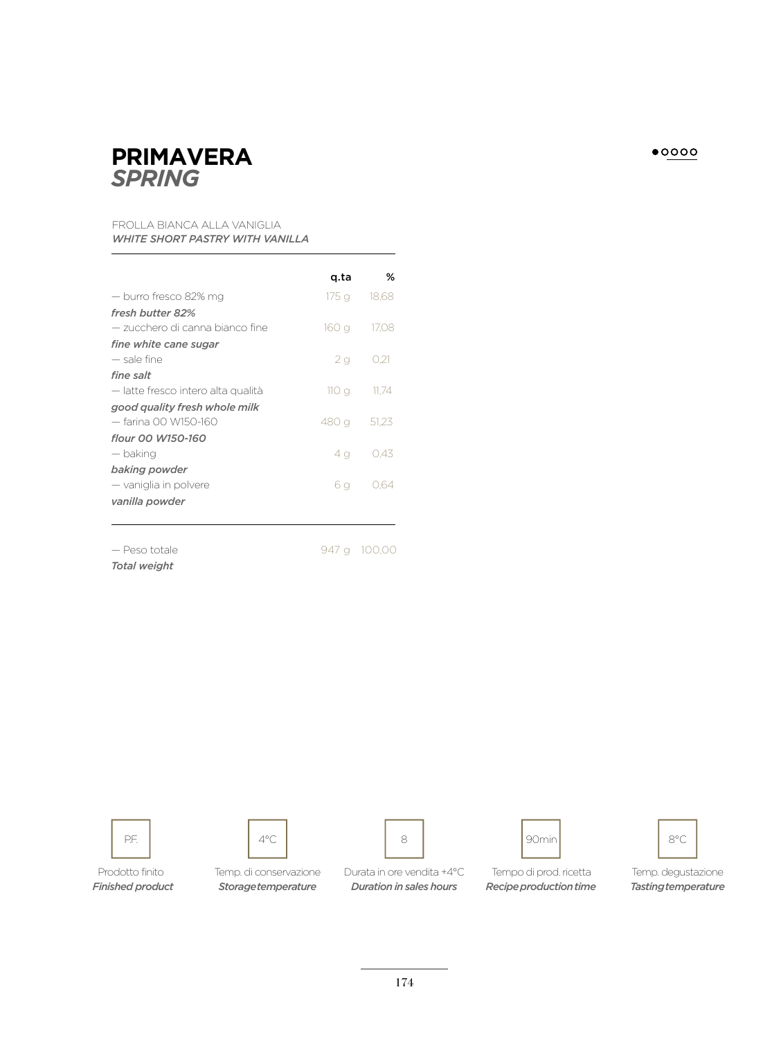# PRIMAVERA
## *SPRING*

FROLLA BIANCA ALLA VANIGLIA
***WHITE SHORT PASTRY WITH VANILLA***

| | q.ta | % |
|---|---|---|
| — burro fresco 82% mg<br>***fresh butter 82%*** | 175 g | 18,68 |
| — zucchero di canna bianco fine<br>***fine white cane sugar*** | 160 g | 17,08 |
| — sale fine<br>***fine salt*** | 2 g | 0,21 |
| — latte fresco intero alta qualità<br>***good quality fresh whole milk*** | 110 g | 11,74 |
| — farina 00 W150-160<br>***flour 00 W150-160*** | 480 g | 51,23 |
| — baking<br>***baking powder*** | 4 g | 0,43 |
| — vaniglia in polvere<br>***vanilla powder*** | 6 g | 0,64 |
| — Peso totale<br>***Total weight*** | 947 g | 100,00 |

| P.F. | 4°C | 8 | 90min | 8°C |
|---|---|---|---|---|
| Prodotto finito<br>***Finished product*** | Temp. di conservazione<br>***Storage temperature*** | Durata in ore vendita +4°C<br>***Duration in sales hours*** | Tempo di prod. ricetta<br>***Recipe production time*** | Temp. degustazione<br>***Tasting temperature*** |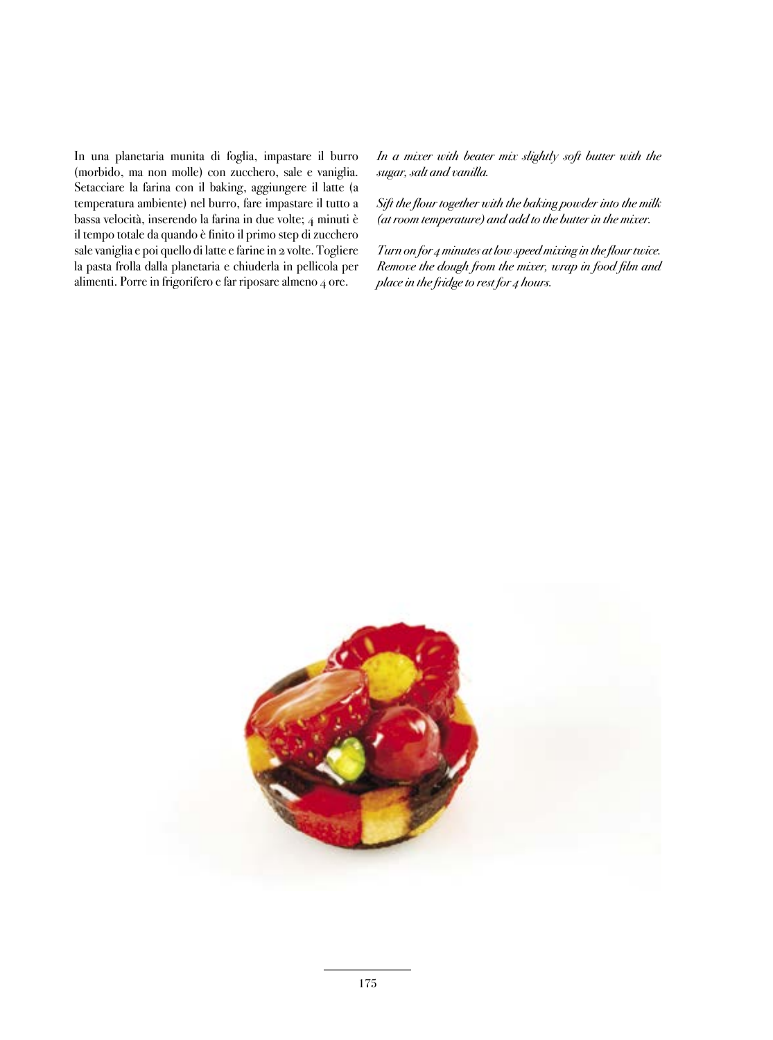In una planetaria munita di foglia, impastare il burro (morbido, ma non molle) con zucchero, sale e vaniglia. Setacciare la farina con il baking, aggiungere il latte (a temperatura ambiente) nel burro, fare impastare il tutto a bassa velocità, inserendo la farina in due volte; 4 minuti è il tempo totale da quando è finito il primo step di zucchero sale vaniglia e poi quello di latte e farine in 2 volte. Togliere la pasta frolla dalla planetaria e chiuderla in pellicola per alimenti. Porre in frigorifero e far riposare almeno 4 ore.

*In a mixer with beater mix slightly soft butter with the sugar, salt and vanilla.*

*Sift the flour together with the baking powder into the milk (at room temperature) and add to the butter in the mixer.*

*Turn on for 4 minutes at low speed mixing in the flour twice. Remove the dough from the mixer, wrap in food film and place in the fridge to rest for 4 hours.*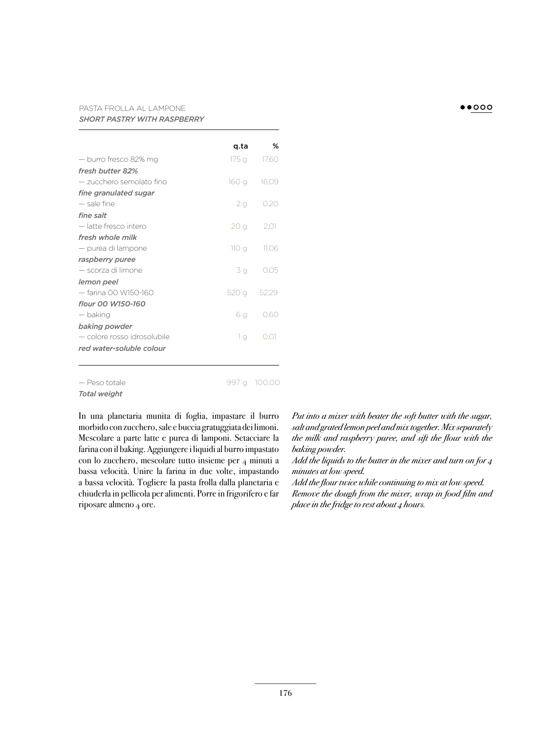## PASTA FROLLA AL LAMPONE
### *SHORT PASTRY WITH RASPBERRY*

●●○○○

| | q.ta | % |
|---|---|---|
| — burro fresco 82% mg<br>***fresh butter 82%*** | 175 g | 17,60 |
| — zucchero semolato fino<br>***fine granulated sugar*** | 160 g | 16,09 |
| — sale fine<br>***fine salt*** | 2 g | 0,20 |
| — latte fresco intero<br>***fresh whole milk*** | 20 g | 2,01 |
| — purea di lampone<br>***raspberry puree*** | 110 g | 11,06 |
| — scorza di limone<br>***lemon peel*** | 3 g | 0,05 |
| — farina 00 W150-160<br>***flour 00 W150-160*** | 520 g | 52,29 |
| — baking<br>***baking powder*** | 6 g | 0,60 |
| — colore rosso idrosolubile<br>***red water-soluble colour*** | 1 g | 0,01 |
| — Peso totale<br>***Total weight*** | 997 g | 100,00 |

In una planetaria munita di foglia, impastare il burro morbido con zucchero, sale e buccia gratuggiata dei limoni. Mescolare a parte latte e purea di lamponi. Setacciare la farina con il baking. Aggiungere i liquidi al burro impastato con lo zucchero, mescolare tutto insieme per 4 minuti a bassa velocità. Unire la farina in due volte, impastando a bassa velocità. Togliere la pasta frolla dalla planetaria e chiuderla in pellicola per alimenti. Porre in frigorifero e far riposare almeno 4 ore.

*Put into a mixer with beater the soft butter with the sugar, salt and grated lemon peel and mix together. Mix separately the milk and raspberry puree, and sift the flour with the baking powder.*
*Add the liquids to the butter in the mixer and turn on for 4 minutes at low speed.*
*Add the flour twice while continuing to mix at low speed.*
*Remove the dough from the mixer, wrap in food film and place in the fridge to rest about 4 hours.*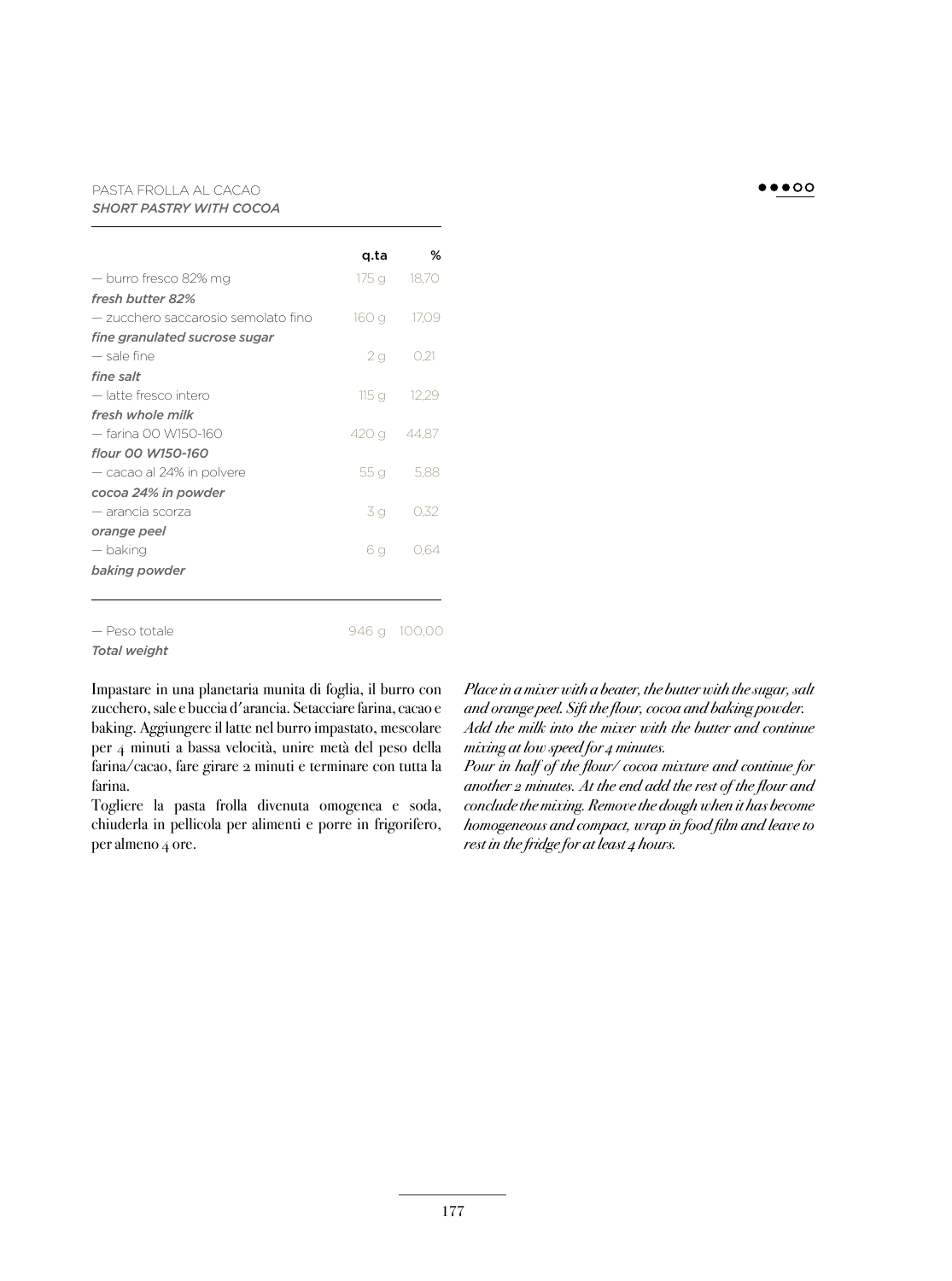## PASTA FROLLA AL CACAO
### *SHORT PASTRY WITH COCOA*

| | q.ta | % |
|---|---|---|
| — burro fresco 82% mg<br>***fresh butter 82%*** | 175 g | 18,70 |
| — zucchero saccarosio semolato fino<br>***fine granulated sucrose sugar*** | 160 g | 17,09 |
| — sale fine<br>***fine salt*** | 2 g | 0,21 |
| — latte fresco intero<br>***fresh whole milk*** | 115 g | 12,29 |
| — farina 00 W150-160<br>***flour 00 W150-160*** | 420 g | 44,87 |
| — cacao al 24% in polvere<br>***cocoa 24% in powder*** | 55 g | 5,88 |
| — arancia scorza<br>***orange peel*** | 3 g | 0,32 |
| — baking<br>***baking powder*** | 6 g | 0,64 |
| — Peso totale<br>***Total weight*** | 946 g | 100,00 |

Impastare in una planetaria munita di foglia, il burro con zucchero, sale e buccia d'arancia. Setacciare farina, cacao e baking. Aggiungere il latte nel burro impastato, mescolare per 4 minuti a bassa velocità, unire metà del peso della farina/cacao, fare girare 2 minuti e terminare con tutta la farina.

Togliere la pasta frolla divenuta omogenea e soda, chiuderla in pellicola per alimenti e porre in frigorifero, per almeno 4 ore.

*Place in a mixer with a beater, the butter with the sugar, salt and orange peel. Sift the flour, cocoa and baking powder. Add the milk into the mixer with the butter and continue mixing at low speed for 4 minutes.*

*Pour in half of the flour/ cocoa mixture and continue for another 2 minutes. At the end add the rest of the flour and conclude the mixing. Remove the dough when it has become homogeneous and compact, wrap in food film and leave to rest in the fridge for at least 4 hours.*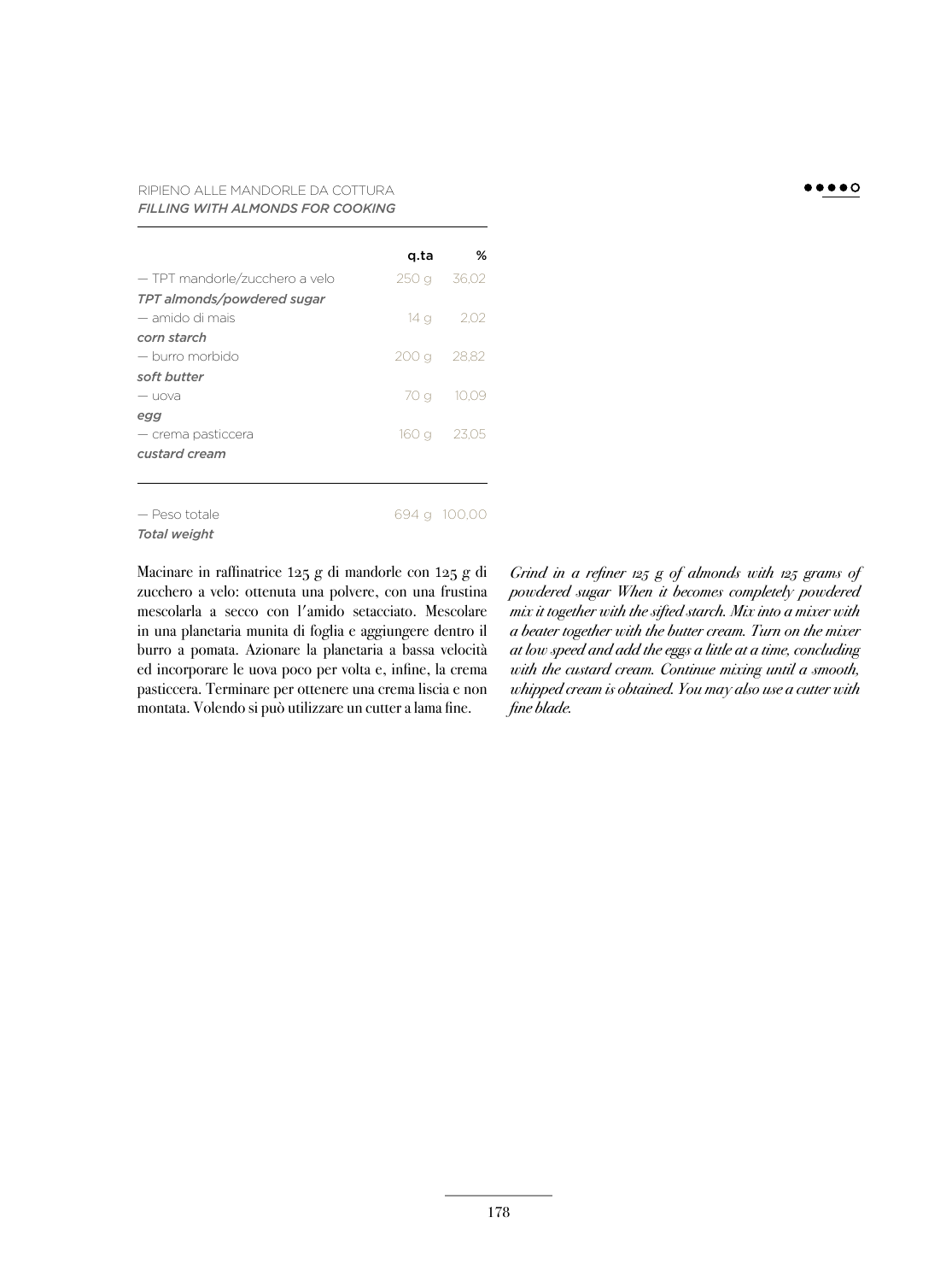## RIPIENO ALLE MANDORLE DA COTTURA
### *FILLING WITH ALMONDS FOR COOKING*

| | q.ta | % |
|---|---|---|
| — TPT mandorle/zucchero a velo<br>*TPT almonds/powdered sugar* | 250 g | 36,02 |
| — amido di mais<br>*corn starch* | 14 g | 2,02 |
| — burro morbido<br>*soft butter* | 200 g | 28,82 |
| — uova<br>*egg* | 70 g | 10,09 |
| — crema pasticcera<br>*custard cream* | 160 g | 23,05 |
| — Peso totale<br>*Total weight* | 694 g | 100,00 |

Macinare in raffinatrice 125 g di mandorle con 125 g di zucchero a velo: ottenuta una polvere, con una frustina mescolarla a secco con l'amido setacciato. Mescolare in una planetaria munita di foglia e aggiungere dentro il burro a pomata. Azionare la planetaria a bassa velocità ed incorporare le uova poco per volta e, infine, la crema pasticcera. Terminare per ottenere una crema liscia e non montata. Volendo si può utilizzare un cutter a lama fine.

*Grind in a refiner 125 g of almonds with 125 grams of powdered sugar When it becomes completely powdered mix it together with the sifted starch. Mix into a mixer with a beater together with the butter cream. Turn on the mixer at low speed and add the eggs a little at a time, concluding with the custard cream. Continue mixing until a smooth, whipped cream is obtained. You may also use a cutter with fine blade.*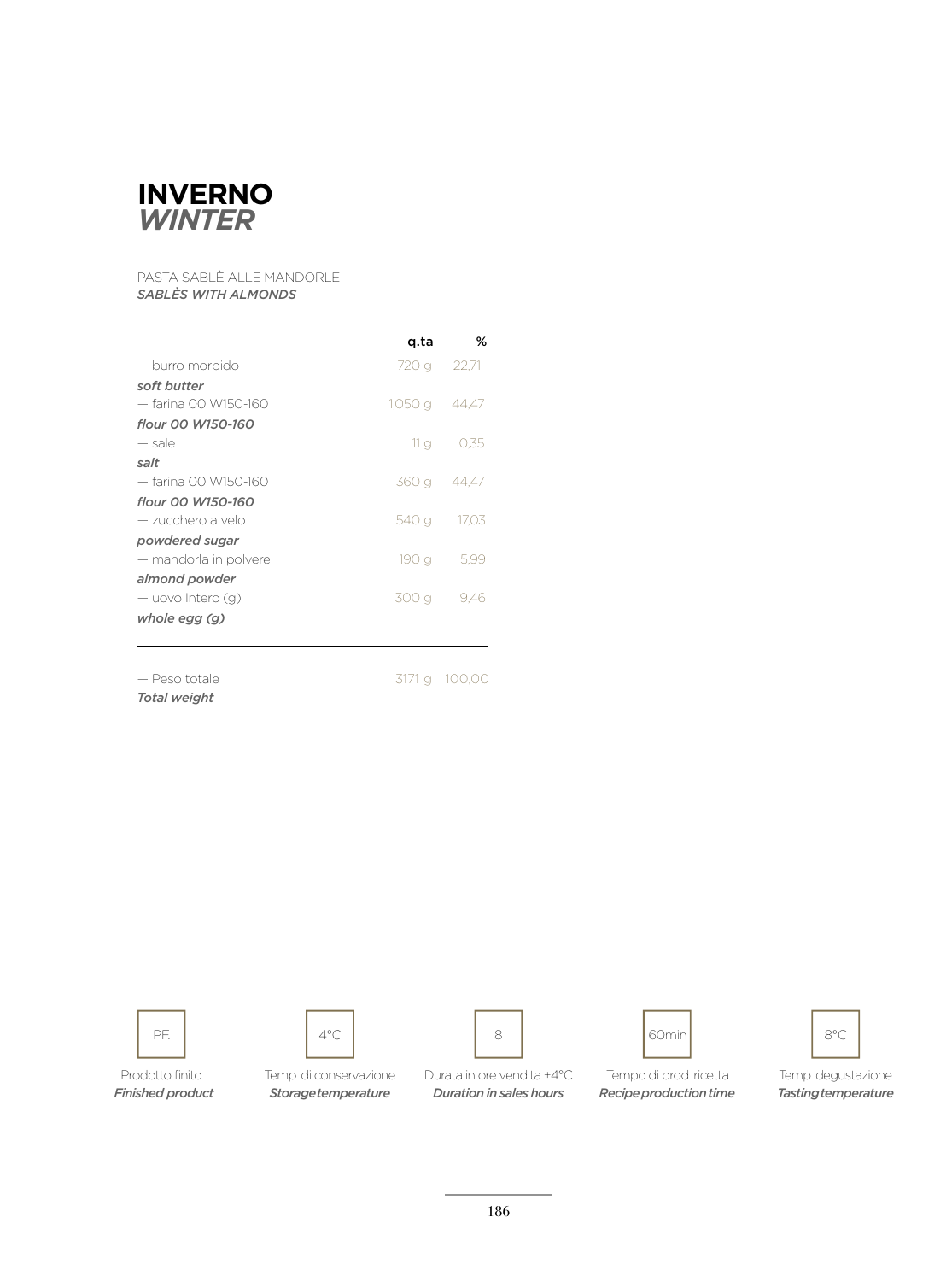# INVERNO
## *WINTER*

PASTA SABLÈ ALLE MANDORLE
***SABLÈS WITH ALMONDS***

| | q.ta | % |
|---|---|---|
| — burro morbido<br>***soft butter*** | 720 g | 22,71 |
| — farina 00 W150-160<br>***flour 00 W150-160*** | 1,050 g | 44,47 |
| — sale<br>***salt*** | 11 g | 0,35 |
| — farina 00 W150-160<br>***flour 00 W150-160*** | 360 g | 44,47 |
| — zucchero a velo<br>***powdered sugar*** | 540 g | 17,03 |
| — mandorla in polvere<br>***almond powder*** | 190 g | 5,99 |
| — uovo Intero (g)<br>***whole egg (g)*** | 300 g | 9,46 |
| — Peso totale<br>***Total weight*** | 3171 g | 100,00 |

| P.F. | 4°C | 8 | 60min | 8°C |
|---|---|---|---|---|
| Prodotto finito<br>***Finished product*** | Temp. di conservazione<br>***Storage temperature*** | Durata in ore vendita +4°C<br>***Duration in sales hours*** | Tempo di prod. ricetta<br>***Recipe production time*** | Temp. degustazione<br>***Tasting temperature*** |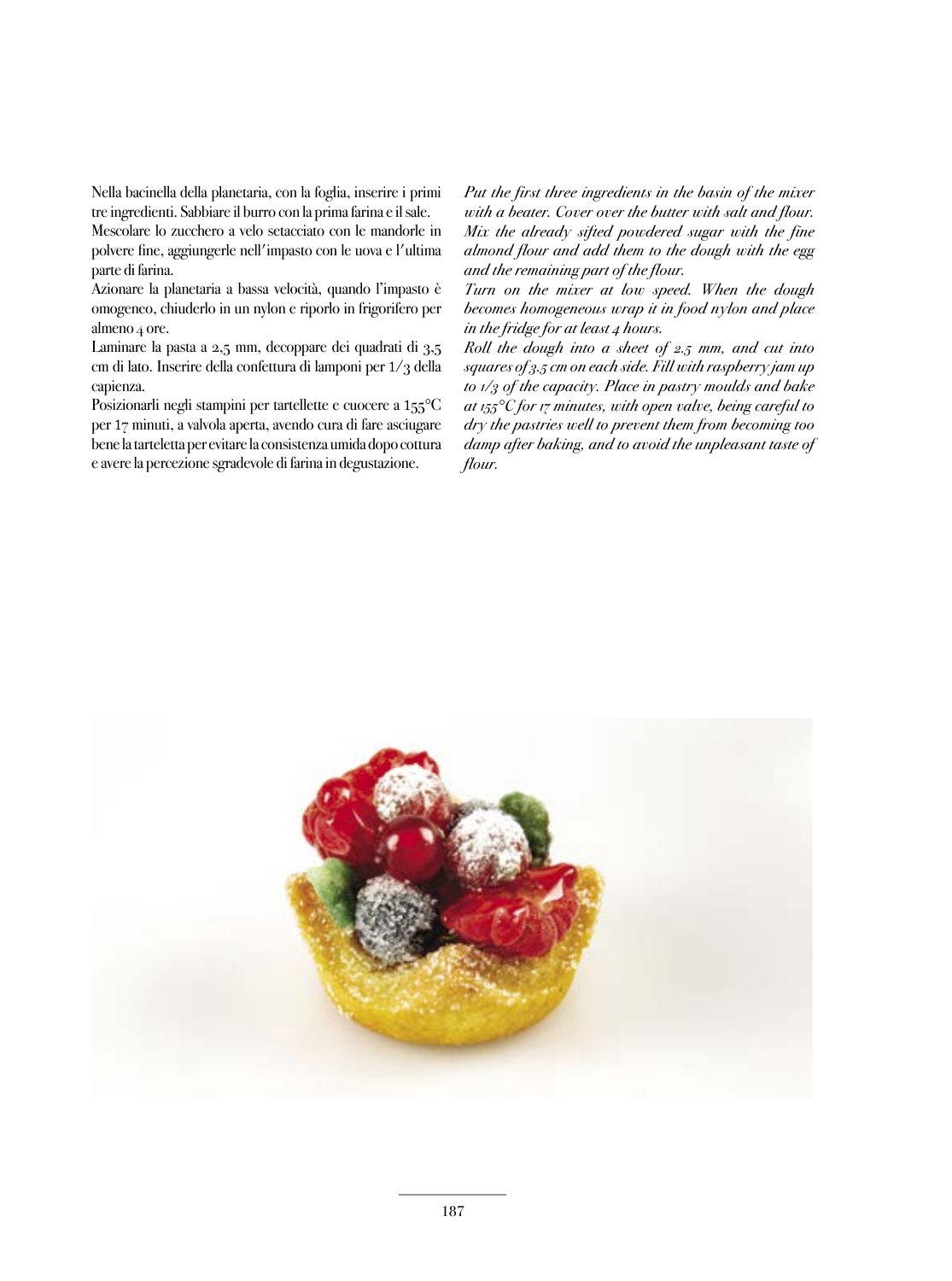Nella bacinella della planetaria, con la foglia, inserire i primi tre ingredienti. Sabbiare il burro con la prima farina e il sale.

Mescolare lo zucchero a velo setacciato con le mandorle in polvere fine, aggiungerle nell'impasto con le uova e l'ultima parte di farina.

Azionare la planetaria a bassa velocità, quando l'impasto è omogeneo, chiuderlo in un nylon e riporlo in frigorifero per almeno 4 ore.

Laminare la pasta a 2,5 mm, decoppare dei quadrati di 3,5 cm di lato. Inserire della confettura di lamponi per 1/3 della capienza.

Posizionarli negli stampini per tartellette e cuocere a 155°C per 17 minuti, a valvola aperta, avendo cura di fare asciugare bene la tarteletta per evitare la consistenza umida dopo cottura e avere la percezione sgradevole di farina in degustazione.

*Put the first three ingredients in the basin of the mixer with a beater. Cover over the butter with salt and flour. Mix the already sifted powdered sugar with the fine almond flour and add them to the dough with the egg and the remaining part of the flour.*

*Turn on the mixer at low speed. When the dough becomes homogeneous wrap it in food nylon and place in the fridge for at least 4 hours.*

*Roll the dough into a sheet of 2.5 mm, and cut into squares of 3.5 cm on each side. Fill with raspberry jam up to 1/3 of the capacity. Place in pastry moulds and bake at 155°C for 17 minutes, with open valve, being careful to dry the pastries well to prevent them from becoming too damp after baking, and to avoid the unpleasant taste of flour.*